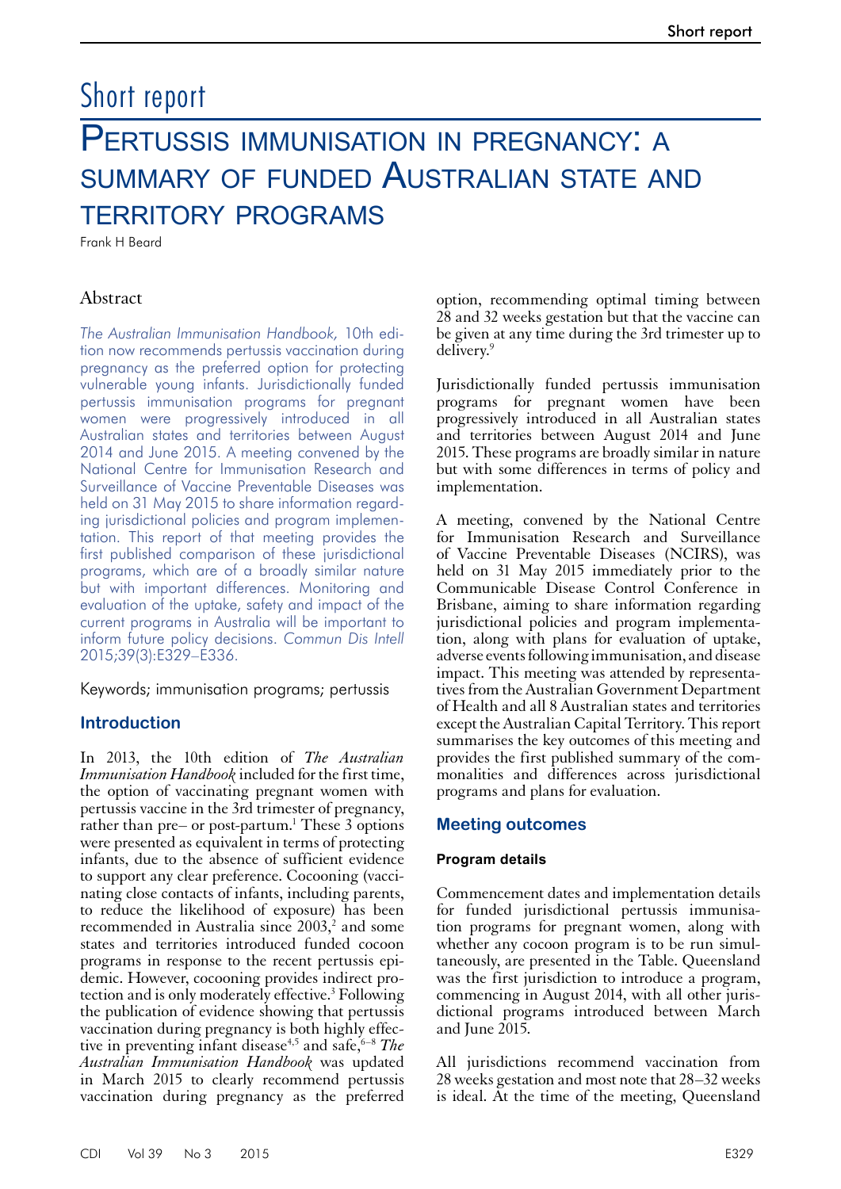# Short report

# Pertussis immunisation in pregnancy: a summary of funded Australian state and territory programs

Frank H Beard

## Abstract

*The Australian Immunisation Handbook,* 10th edition now recommends pertussis vaccination during pregnancy as the preferred option for protecting vulnerable young infants. Jurisdictionally funded pertussis immunisation programs for pregnant women were progressively introduced in all Australian states and territories between August 2014 and June 2015. A meeting convened by the National Centre for Immunisation Research and Surveillance of Vaccine Preventable Diseases was held on 31 May 2015 to share information regarding jurisdictional policies and program implementation. This report of that meeting provides the first published comparison of these jurisdictional programs, which are of a broadly similar nature but with important differences. Monitoring and evaluation of the uptake, safety and impact of the current programs in Australia will be important to inform future policy decisions. *Commun Dis Intell* 2015;39(3):E329–E336.

Keywords; immunisation programs; pertussis

## Introduction

In 2013, the 10th edition of *The Australian Immunisation Handbook* included for the first time, the option of vaccinating pregnant women with pertussis vaccine in the 3rd trimester of pregnancy, rather than pre– or post-partum.[1] These 3 options were presented as equivalent in terms of protecting infants, due to the absence of sufficient evidence to support any clear preference. Cocooning (vaccinating close contacts of infants, including parents, to reduce the likelihood of exposure) has been recommended in Australia since 2003,[2] and some states and territories introduced funded cocoon programs in response to the recent pertussis epidemic. However, cocooning provides indirect protection and is only moderately effective.[3] Following the publication of evidence showing that pertussis vaccination during pregnancy is both highly effective in preventing infant disease[4,5] and safe,[6–8] *The Australian Immunisation Handbook* was updated in March 2015 to clearly recommend pertussis vaccination during pregnancy as the preferred option, recommending optimal timing between 28 and 32 weeks gestation but that the vaccine can be given at any time during the 3rd trimester up to delivery.[9]

Jurisdictionally funded pertussis immunisation programs for pregnant women have been progressively introduced in all Australian states and territories between August 2014 and June 2015. These programs are broadly similar in nature but with some differences in terms of policy and implementation.

A meeting, convened by the National Centre for Immunisation Research and Surveillance of Vaccine Preventable Diseases (NCIRS), was held on 31 May 2015 immediately prior to the Communicable Disease Control Conference in Brisbane, aiming to share information regarding jurisdictional policies and program implementation, along with plans for evaluation of uptake, adverse events following immunisation, and disease impact. This meeting was attended by representatives from the Australian Government Department of Health and all 8 Australian states and territories except the Australian Capital Territory. This report summarises the key outcomes of this meeting and provides the first published summary of the commonalities and differences across jurisdictional programs and plans for evaluation.

## Meeting outcomes

### Program details

Commencement dates and implementation details for funded jurisdictional pertussis immunisation programs for pregnant women, along with whether any cocoon program is to be run simultaneously, are presented in the Table. Queensland was the first jurisdiction to introduce a program, commencing in August 2014, with all other jurisdictional programs introduced between March and June 2015.

All jurisdictions recommend vaccination from 28 weeks gestation and most note that 28–32 weeks is ideal. At the time of the meeting, Queensland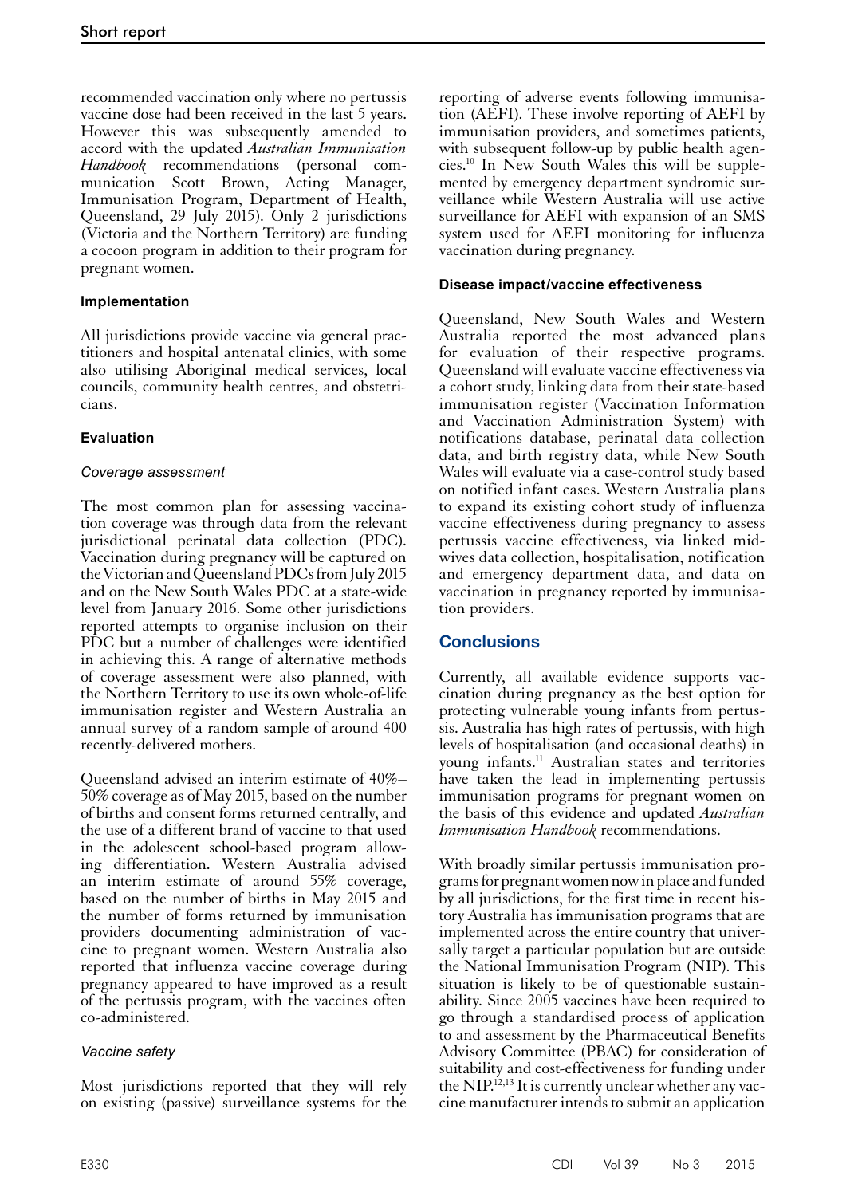recommended vaccination only where no pertussis vaccine dose had been received in the last 5 years. However this was subsequently amended to accord with the updated *Australian Immunisation Handbook* recommendations (personal communication Scott Brown, Acting Manager, Immunisation Program, Department of Health, Queensland, 29 July 2015). Only 2 jurisdictions (Victoria and the Northern Territory) are funding a cocoon program in addition to their program for pregnant women.

### Implementation

All jurisdictions provide vaccine via general practitioners and hospital antenatal clinics, with some also utilising Aboriginal medical services, local councils, community health centres, and obstetricians.

### Evaluation

#### *Coverage assessment*

The most common plan for assessing vaccination coverage was through data from the relevant jurisdictional perinatal data collection (PDC). Vaccination during pregnancy will be captured on the Victorian and Queensland PDCs from July 2015 and on the New South Wales PDC at a state-wide level from January 2016. Some other jurisdictions reported attempts to organise inclusion on their PDC but a number of challenges were identified in achieving this. A range of alternative methods of coverage assessment were also planned, with the Northern Territory to use its own whole-of-life immunisation register and Western Australia an annual survey of a random sample of around 400 recently-delivered mothers.

Queensland advised an interim estimate of 40%–50% coverage as of May 2015, based on the number of births and consent forms returned centrally, and the use of a different brand of vaccine to that used in the adolescent school-based program allowing differentiation. Western Australia advised an interim estimate of around 55% coverage, based on the number of births in May 2015 and the number of forms returned by immunisation providers documenting administration of vaccine to pregnant women. Western Australia also reported that influenza vaccine coverage during pregnancy appeared to have improved as a result of the pertussis program, with the vaccines often co-administered.

#### *Vaccine safety*

Most jurisdictions reported that they will rely on existing (passive) surveillance systems for the reporting of adverse events following immunisation (AEFI). These involve reporting of AEFI by immunisation providers, and sometimes patients, with subsequent follow-up by public health agencies.[10] In New South Wales this will be supplemented by emergency department syndromic surveillance while Western Australia will use active surveillance for AEFI with expansion of an SMS system used for AEFI monitoring for influenza vaccination during pregnancy.

### Disease impact/vaccine effectiveness

Queensland, New South Wales and Western Australia reported the most advanced plans for evaluation of their respective programs. Queensland will evaluate vaccine effectiveness via a cohort study, linking data from their state-based immunisation register (Vaccination Information and Vaccination Administration System) with notifications database, perinatal data collection data, and birth registry data, while New South Wales will evaluate via a case-control study based on notified infant cases. Western Australia plans to expand its existing cohort study of influenza vaccine effectiveness during pregnancy to assess pertussis vaccine effectiveness, via linked midwives data collection, hospitalisation, notification and emergency department data, and data on vaccination in pregnancy reported by immunisation providers.

## Conclusions

Currently, all available evidence supports vaccination during pregnancy as the best option for protecting vulnerable young infants from pertussis. Australia has high rates of pertussis, with high levels of hospitalisation (and occasional deaths) in young infants.[11] Australian states and territories have taken the lead in implementing pertussis immunisation programs for pregnant women on the basis of this evidence and updated *Australian Immunisation Handbook* recommendations.

With broadly similar pertussis immunisation programs for pregnant women now in place and funded by all jurisdictions, for the first time in recent history Australia has immunisation programs that are implemented across the entire country that universally target a particular population but are outside the National Immunisation Program (NIP). This situation is likely to be of questionable sustainability. Since 2005 vaccines have been required to go through a standardised process of application to and assessment by the Pharmaceutical Benefits Advisory Committee (PBAC) for consideration of suitability and cost-effectiveness for funding under the NIP.[12,13] It is currently unclear whether any vaccine manufacturer intends to submit an application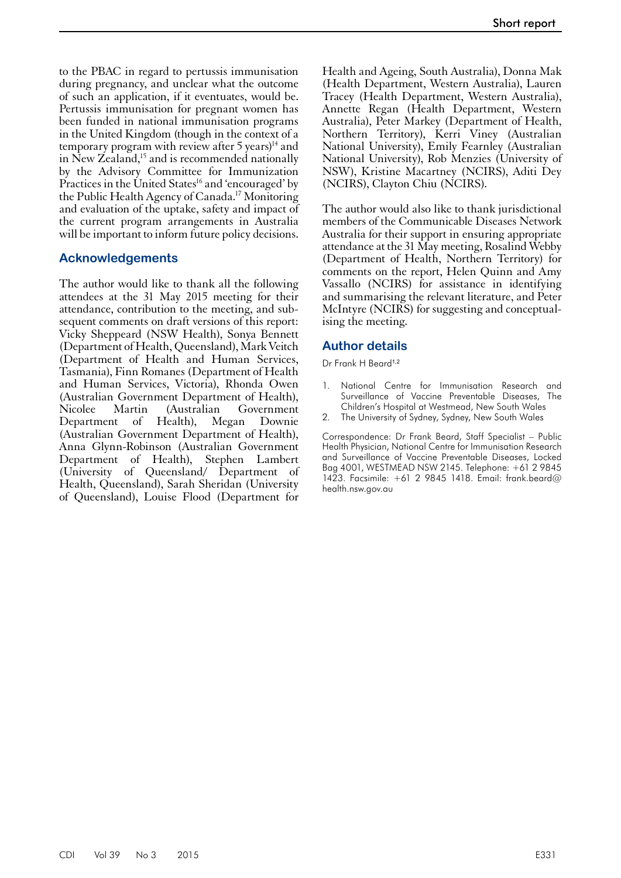to the PBAC in regard to pertussis immunisation during pregnancy, and unclear what the outcome of such an application, if it eventuates, would be. Pertussis immunisation for pregnant women has been funded in national immunisation programs in the United Kingdom (though in the context of a temporary program with review after 5 years)[14] and in New Zealand,[15] and is recommended nationally by the Advisory Committee for Immunization Practices in the United States[16] and 'encouraged' by the Public Health Agency of Canada.[17] Monitoring and evaluation of the uptake, safety and impact of the current program arrangements in Australia will be important to inform future policy decisions.

## Acknowledgements

The author would like to thank all the following attendees at the 31 May 2015 meeting for their attendance, contribution to the meeting, and subsequent comments on draft versions of this report: Vicky Sheppeard (NSW Health), Sonya Bennett (Department of Health, Queensland), Mark Veitch (Department of Health and Human Services, Tasmania), Finn Romanes (Department of Health and Human Services, Victoria), Rhonda Owen (Australian Government Department of Health), Nicolee Martin (Australian Government Department of Health), Megan Downie (Australian Government Department of Health), Anna Glynn-Robinson (Australian Government Department of Health), Stephen Lambert (University of Queensland/ Department of Health, Queensland), Sarah Sheridan (University of Queensland), Louise Flood (Department for Health and Ageing, South Australia), Donna Mak (Health Department, Western Australia), Lauren Tracey (Health Department, Western Australia), Annette Regan (Health Department, Western Australia), Peter Markey (Department of Health, Northern Territory), Kerri Viney (Australian National University), Emily Fearnley (Australian National University), Rob Menzies (University of NSW), Kristine Macartney (NCIRS), Aditi Dey (NCIRS), Clayton Chiu (NCIRS).

The author would also like to thank jurisdictional members of the Communicable Diseases Network Australia for their support in ensuring appropriate attendance at the 31 May meeting, Rosalind Webby (Department of Health, Northern Territory) for comments on the report, Helen Quinn and Amy Vassallo (NCIRS) for assistance in identifying and summarising the relevant literature, and Peter McIntyre (NCIRS) for suggesting and conceptualising the meeting.

## Author details

Dr Frank H Beard[1,2]

1. National Centre for Immunisation Research and Surveillance of Vaccine Preventable Diseases, The Children's Hospital at Westmead, New South Wales
2. The University of Sydney, Sydney, New South Wales

Correspondence: Dr Frank Beard, Staff Specialist – Public Health Physician, National Centre for Immunisation Research and Surveillance of Vaccine Preventable Diseases, Locked Bag 4001, WESTMEAD NSW 2145. Telephone: +61 2 9845 1423. Facsimile: +61 2 9845 1418. Email: frank.beard@health.nsw.gov.au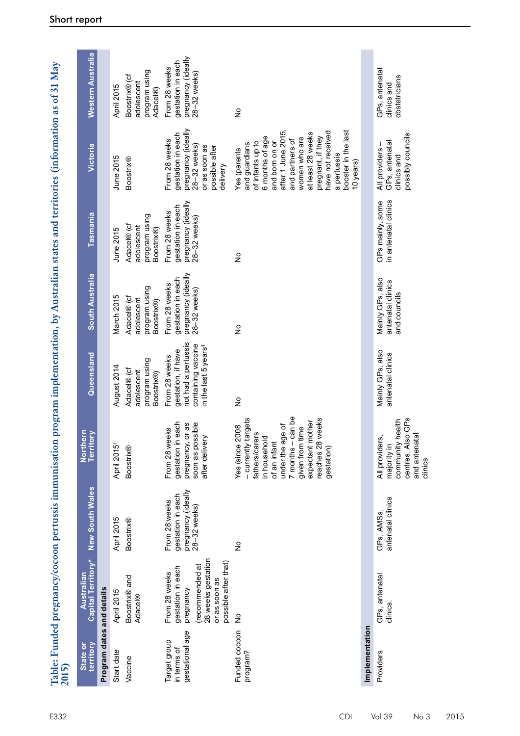**Table: Funded pregnancy/cocoon pertussis immunisation program implementation, by Australian states and territories (information as of 31 May 2015)**

| State or territory | Australian Capital Territory* | New South Wales | Northern Territory | Queensland | South Australia | Tasmania | Victoria | Western Australia |
|---|---|---|---|---|---|---|---|---|
| **Program dates and details** | | | | | | | | |
| Start date | April 2015 | April 2015 | April 2015[†] | August 2014 | March 2015 | June 2015 | June 2015 | April 2015 |
| Vaccine | Boostrix® and Adacel® | Boostrix® | Boostrix® | Adacel® (cf adolescent program using Boostrix®) | Adacel® (cf adolescent program using Boostrix®) | Adacel® (cf adolescent program using Boostrix®) | Boostrix® | Boostrix® (cf adolescent program using Adacel®) |
| Target group in terms of gestational age | From 28 weeks gestation in each pregnancy (recommended at 28 weeks gestation or as soon as possible after that) | From 28 weeks gestation in each pregnancy (ideally 28–32 weeks) | From 28 weeks gestation in each pregnancy, or as soon as possible after delivery | From 28 weeks gestation, if have not had a pertussis containing vaccine in the last 5 years[‡] | From 28 weeks gestation in each pregnancy (ideally 28–32 weeks) | From 28 weeks gestation in each pregnancy (ideally 28–32 weeks) | From 28 weeks gestation in each pregnancy (ideally 28–32 weeks) or as soon as possible after delivery | From 28 weeks gestation in each pregnancy (ideally 28–32 weeks) |
| Funded cocoon program? | No | No | Yes (since 2008 – currently targets fathers/carers in household of an infant under the age of 7 months – can be given from time expectant mother reaches 28 weeks gestation) | No | No | No | Yes (parents and guardians of infants up to 6 months of age and born on or after 1 June 2015, and partners of women who are at least 28 weeks pregnant, if they have not received a pertussis booster in the last 10 years) | No |
| **Implementation** | | | | | | | | |
| Providers | GPs, antenatal clinics. | GPs, AMSs, antenatal clinics | All providers, majority in community health centres. Also GPs and antenatal clinics | Mainly GPs, also antenatal clinics | Mainly GPs, also antenatal clinics and councils | GPs mainly, some in antenatal clinics | All providers – GPs, antenatal clinics and possibly councils | GPs, antenatal clinics and obstetricians |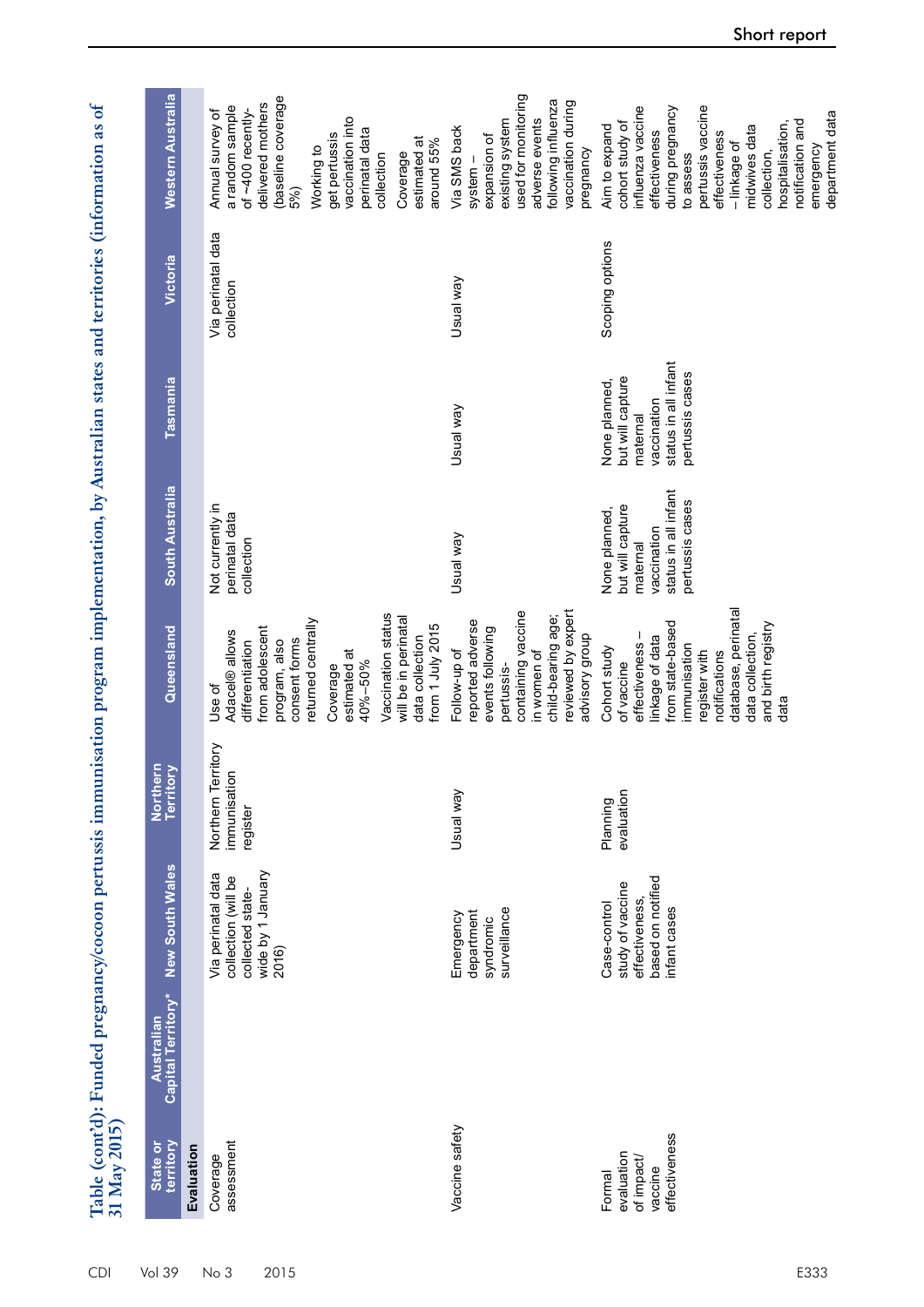**Table (cont'd): Funded pregnancy/cocoon pertussis immunisation program implementation, by Australian states and territories (information as of 31 May 2015)**

| State or territory | Australian Capital Territory* | New South Wales | Northern Territory | Queensland | South Australia | Tasmania | Victoria | Western Australia |
|---|---|---|---|---|---|---|---|---|
| **Evaluation** | | | | | | | | |
| Coverage assessment | | Via perinatal data collection (will be collected state-wide by 1 January 2016) | Northern Territory immunisation register | Use of Adacel® allows differentiation from adolescent program, also consent forms returned centrally<br>Coverage estimated at 40%–50%<br>Vaccination status will be in perinatal data collection from 1 July 2015 | Not currently in perinatal data collection | | Via perinatal data collection | Annual survey of a random sample of ~400 recently-delivered mothers (baseline coverage 5%)<br>Working to get pertussis vaccination into perinatal data collection<br>Coverage estimated at around 55% |
| Vaccine safety | | Emergency department syndromic surveillance | Usual way | Follow-up of reported adverse events following pertussis-containing vaccine in women of child-bearing age; reviewed by expert advisory group | Usual way | Usual way | Usual way | Via SMS back system – expansion of existing system used for monitoring adverse events following influenza vaccination during pregnancy |
| Formal evaluation of impact/ vaccine effectiveness | | Case-control study of vaccine effectiveness, based on notified infant cases | Planning evaluation | Cohort study of vaccine effectiveness – linkage of data from state-based immunisation register with notifications database, perinatal data collection, and birth registry data | None planned, but will capture maternal vaccination status in all infant pertussis cases | None planned, but will capture maternal vaccination status in all infant pertussis cases | Scoping options | Aim to expand cohort study of influenza vaccine effectiveness during pregnancy to assess pertussis vaccine effectiveness – linkage of midwives data collection, hospitalisation, notification and emergency department data |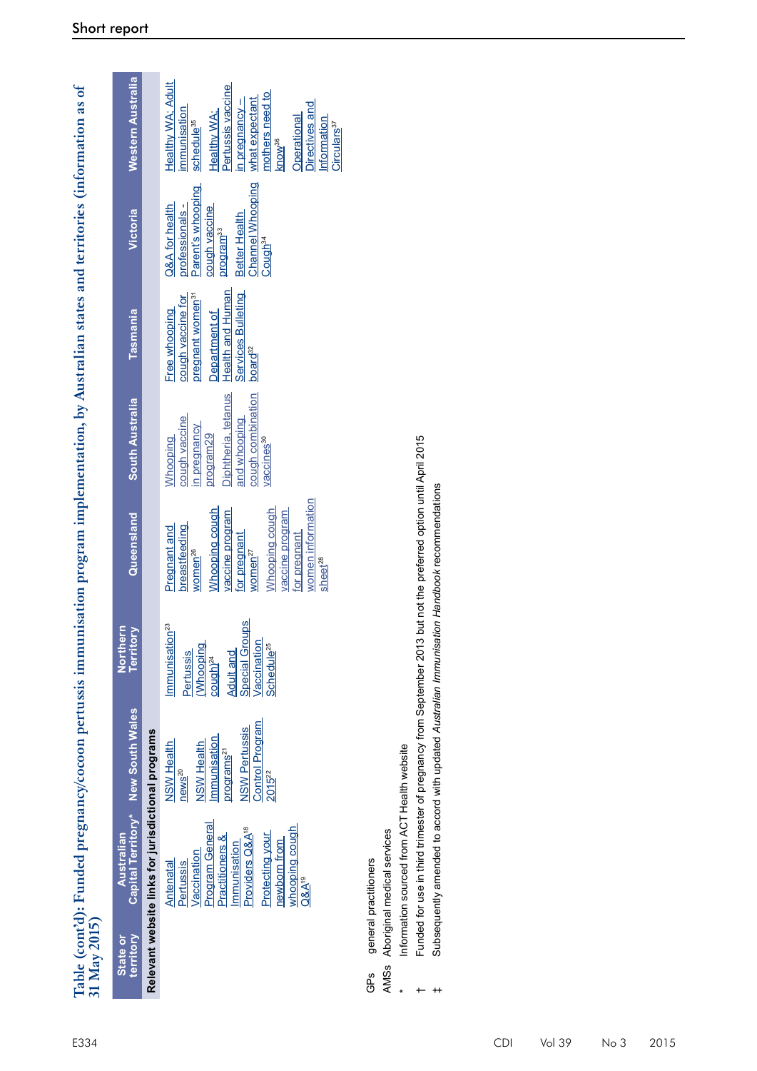Table (cont'd): Funded pregnancy/cocoon pertussis immunisation program implementation, by Australian states and territories (information as of 31 May 2015)

| State or territory | Australian Capital Territory* | New South Wales | Northern Territory | Queensland | South Australia | Tasmania | Victoria | Western Australia |
|---|---|---|---|---|---|---|---|---|
| **Relevant website links for jurisdictional programs** | | | | | | | | |
| | Antenatal Pertussis Vaccination Program General Practitioners & Immunisation Providers Q&A[18] Protecting your newborn from whooping cough Q&A[19] | NSW Health news[20] NSW Health Immunisation programs[21] NSW Pertussis Control Program 2015[22] | Immunisation[23] Pertussis (Whooping cough)[24] Adult and Special Groups Vaccination Schedule[25] | Pregnant and breastfeeding women[26] Whooping cough vaccine program for pregnant women[27] Whooping cough vaccine program for pregnant women information sheet[28] | Whooping cough vaccine in pregnancy program29 Diphtheria, tetanus and whooping cough combination vaccines[30] | Free whooping cough vaccine for pregnant women[31] Department of Health and Human Services Bulleting board[32] | Q&A for health professionals - Parent's whooping cough vaccine program[33] Better Health Channel Whooping Cough[34] | Healthy WA: Adult immunisation schedule[35] Healthy WA: Pertussis vaccine in pregnancy – what expectant mothers need to know[36] Operational Directives and Information Circulars[37] |

GPs general practitioners

AMSs Aboriginal medical services

\* Information sourced from ACT Health website

† Funded for use in third trimester of pregnancy from September 2013 but not the preferred option until April 2015

‡ Subsequently amended to accord with updated *Australian Immunisation Handbook* recommendations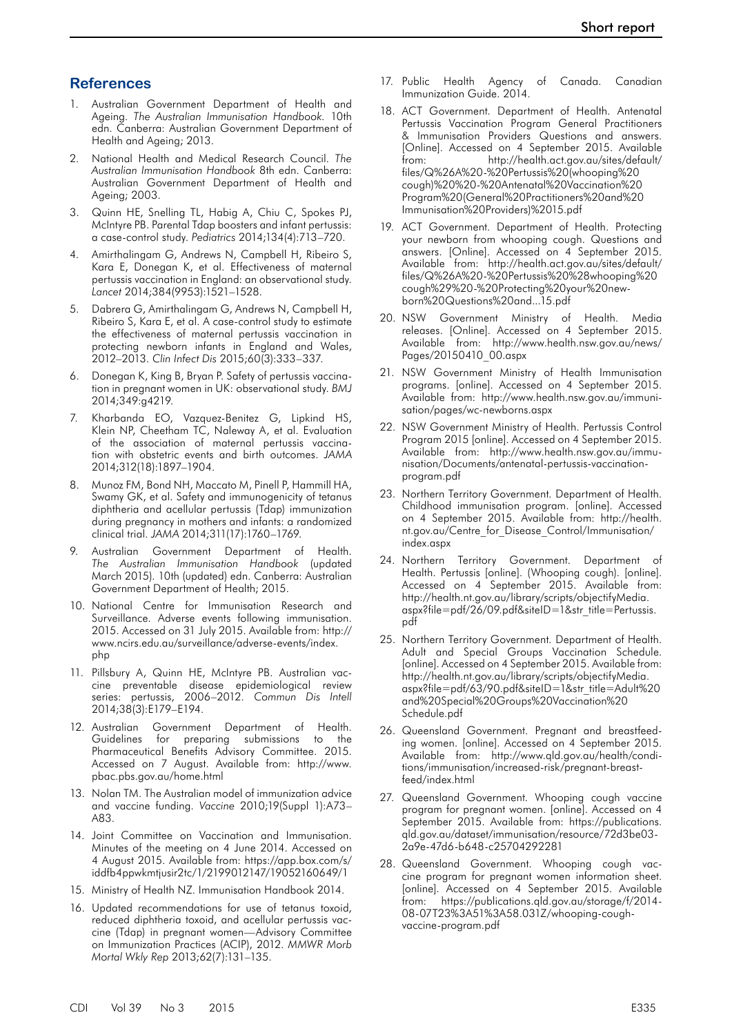## References

1. Australian Government Department of Health and Ageing. *The Australian Immunisation Handbook*. 10th edn. Canberra: Australian Government Department of Health and Ageing; 2013.
2. National Health and Medical Research Council. *The Australian Immunisation Handbook* 8th edn. Canberra: Australian Government Department of Health and Ageing; 2003.
3. Quinn HE, Snelling TL, Habig A, Chiu C, Spokes PJ, McIntyre PB. Parental Tdap boosters and infant pertussis: a case-control study. *Pediatrics* 2014;134(4):713–720.
4. Amirthalingam G, Andrews N, Campbell H, Ribeiro S, Kara E, Donegan K, et al. Effectiveness of maternal pertussis vaccination in England: an observational study. *Lancet* 2014;384(9953):1521–1528.
5. Dabrera G, Amirthalingam G, Andrews N, Campbell H, Ribeiro S, Kara E, et al. A case-control study to estimate the effectiveness of maternal pertussis vaccination in protecting newborn infants in England and Wales, 2012–2013. *Clin Infect Dis* 2015;60(3):333–337.
6. Donegan K, King B, Bryan P. Safety of pertussis vaccination in pregnant women in UK: observational study. *BMJ* 2014;349:g4219.
7. Kharbanda EO, Vazquez-Benitez G, Lipkind HS, Klein NP, Cheetham TC, Naleway A, et al. Evaluation of the association of maternal pertussis vaccination with obstetric events and birth outcomes. *JAMA* 2014;312(18):1897–1904.
8. Munoz FM, Bond NH, Maccato M, Pinell P, Hammill HA, Swamy GK, et al. Safety and immunogenicity of tetanus diphtheria and acellular pertussis (Tdap) immunization during pregnancy in mothers and infants: a randomized clinical trial. *JAMA* 2014;311(17):1760–1769.
9. Australian Government Department of Health. *The Australian Immunisation Handbook* (updated March 2015). 10th (updated) edn. Canberra: Australian Government Department of Health; 2015.
10. National Centre for Immunisation Research and Surveillance. Adverse events following immunisation. 2015. Accessed on 31 July 2015. Available from: http://www.ncirs.edu.au/surveillance/adverse-events/index.php
11. Pillsbury A, Quinn HE, McIntyre PB. Australian vaccine preventable disease epidemiological review series: pertussis, 2006–2012. *Commun Dis Intell* 2014;38(3):E179–E194.
12. Australian Government Department of Health. Guidelines for preparing submissions to the Pharmaceutical Benefits Advisory Committee. 2015. Accessed on 7 August. Available from: http://www.pbac.pbs.gov.au/home.html
13. Nolan TM. The Australian model of immunization advice and vaccine funding. *Vaccine* 2010;19(Suppl 1):A73–A83.
14. Joint Committee on Vaccination and Immunisation. Minutes of the meeting on 4 June 2014. Accessed on 4 August 2015. Available from: https://app.box.com/s/iddfb4ppwkmtjusir2tc/1/2199012147/19052160649/1
15. Ministry of Health NZ. Immunisation Handbook 2014.
16. Updated recommendations for use of tetanus toxoid, reduced diphtheria toxoid, and acellular pertussis vaccine (Tdap) in pregnant women—Advisory Committee on Immunization Practices (ACIP), 2012. *MMWR Morb Mortal Wkly Rep* 2013;62(7):131–135.
17. Public Health Agency of Canada. Canadian Immunization Guide. 2014.
18. ACT Government. Department of Health. Antenatal Pertussis Vaccination Program General Practitioners & Immunisation Providers Questions and answers. [Online]. Accessed on 4 September 2015. Available from: http://health.act.gov.au/sites/default/files/Q%26A%20-%20Pertussis%20(whooping%20cough)%20%20-%20Antenatal%20Vaccination%20Program%20(General%20Practitioners%20and%20Immunisation%20Providers)%2015.pdf
19. ACT Government. Department of Health. Protecting your newborn from whooping cough. Questions and answers. [Online]. Accessed on 4 September 2015. Available from: http://health.act.gov.au/sites/default/files/Q%26A%20-%20Pertussis%20%28whooping%20cough%29%20-%20Protecting%20your%20new-born%20Questions%20and...15.pdf
20. NSW Government Ministry of Health. Media releases. [Online]. Accessed on 4 September 2015. Available from: http://www.health.nsw.gov.au/news/Pages/20150410_00.aspx
21. NSW Government Ministry of Health Immunisation programs. [online]. Accessed on 4 September 2015. Available from: http://www.health.nsw.gov.au/immunisation/pages/wc-newborns.aspx
22. NSW Government Ministry of Health. Pertussis Control Program 2015 [online]. Accessed on 4 September 2015. Available from: http://www.health.nsw.gov.au/immunisation/Documents/antenatal-pertussis-vaccination-program.pdf
23. Northern Territory Government. Department of Health. Childhood immunisation program. [online]. Accessed on 4 September 2015. Available from: http://health.nt.gov.au/Centre_for_Disease_Control/Immunisation/index.aspx
24. Northern Territory Government. Department of Health. Pertussis [online]. (Whooping cough). [online]. Accessed on 4 September 2015. Available from: http://health.nt.gov.au/library/scripts/objectifyMedia.aspx?file=pdf/26/09.pdf&siteID=1&str_title=Pertussis.pdf
25. Northern Territory Government. Department of Health. Adult and Special Groups Vaccination Schedule. [online]. Accessed on 4 September 2015. Available from: http://health.nt.gov.au/library/scripts/objectifyMedia.aspx?file=pdf/63/90.pdf&siteID=1&str_title=Adult%20and%20Special%20Groups%20Vaccination%20Schedule.pdf
26. Queensland Government. Pregnant and breastfeeding women. [online]. Accessed on 4 September 2015. Available from: http://www.qld.gov.au/health/conditions/immunisation/increased-risk/pregnant-breast-feed/index.html
27. Queensland Government. Whooping cough vaccine program for pregnant women. [online]. Accessed on 4 September 2015. Available from: https://publications.qld.gov.au/dataset/immunisation/resource/72d3be03-2a9e-47d6-b648-c25704292281
28. Queensland Government. Whooping cough vaccine program for pregnant women information sheet. [online]. Accessed on 4 September 2015. Available from: https://publications.qld.gov.au/storage/f/2014-08-07T23%3A51%3A58.031Z/whooping-cough-vaccine-program.pdf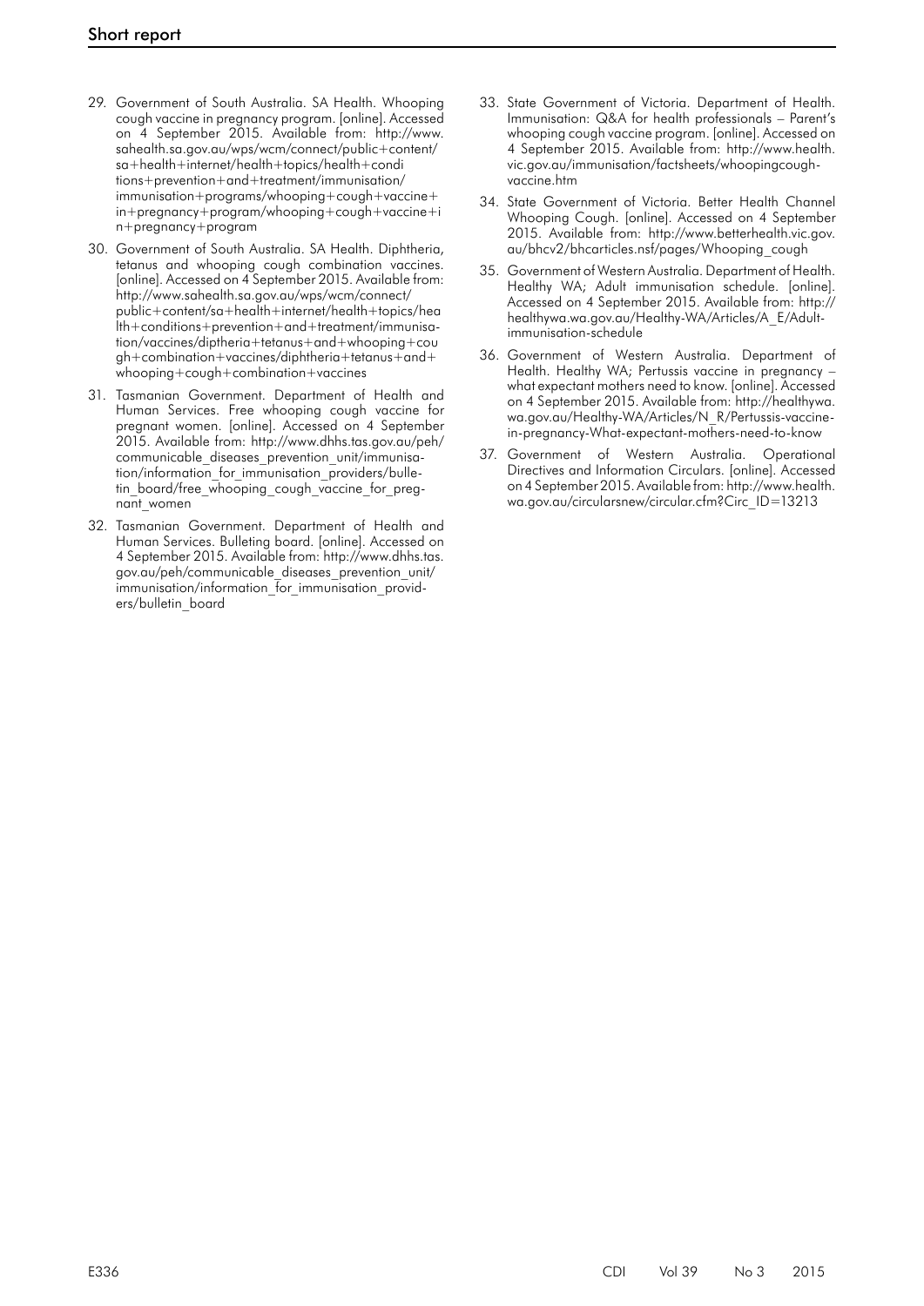29. Government of South Australia. SA Health. Whooping cough vaccine in pregnancy program. [online]. Accessed on 4 September 2015. Available from: http://www.sahealth.sa.gov.au/wps/wcm/connect/public+content/sa+health+internet/health+topics/health+conditions+prevention+and+treatment/immunisation/immunisation+programs/whooping+cough+vaccine+in+pregnancy+program/whooping+cough+vaccine+in+pregnancy+program

30. Government of South Australia. SA Health. Diphtheria, tetanus and whooping cough combination vaccines. [online]. Accessed on 4 September 2015. Available from: http://www.sahealth.sa.gov.au/wps/wcm/connect/public+content/sa+health+internet/health+topics/health+conditions+prevention+and+treatment/immunisation/vaccines/diptheria+tetanus+and+whooping+cough+combination+vaccines/diphtheria+tetanus+and+whooping+cough+combination+vaccines

31. Tasmanian Government. Department of Health and Human Services. Free whooping cough vaccine for pregnant women. [online]. Accessed on 4 September 2015. Available from: http://www.dhhs.tas.gov.au/peh/communicable_diseases_prevention_unit/immunisation/information_for_immunisation_providers/bulletin_board/free_whooping_cough_vaccine_for_pregnant_women

32. Tasmanian Government. Department of Health and Human Services. Bulleting board. [online]. Accessed on 4 September 2015. Available from: http://www.dhhs.tas.gov.au/peh/communicable_diseases_prevention_unit/immunisation/information_for_immunisation_providers/bulletin_board

33. State Government of Victoria. Department of Health. Immunisation: Q&A for health professionals – Parent's whooping cough vaccine program. [online]. Accessed on 4 September 2015. Available from: http://www.health.vic.gov.au/immunisation/factsheets/whoopingcough-vaccine.htm

34. State Government of Victoria. Better Health Channel Whooping Cough. [online]. Accessed on 4 September 2015. Available from: http://www.betterhealth.vic.gov.au/bhcv2/bhcarticles.nsf/pages/Whooping_cough

35. Government of Western Australia. Department of Health. Healthy WA; Adult immunisation schedule. [online]. Accessed on 4 September 2015. Available from: http://healthywa.wa.gov.au/Healthy-WA/Articles/A_E/Adult-immunisation-schedule

36. Government of Western Australia. Department of Health. Healthy WA; Pertussis vaccine in pregnancy – what expectant mothers need to know. [online]. Accessed on 4 September 2015. Available from: http://healthywa.wa.gov.au/Healthy-WA/Articles/N_R/Pertussis-vaccine-in-pregnancy-What-expectant-mothers-need-to-know

37. Government of Western Australia. Operational Directives and Information Circulars. [online]. Accessed on 4 September 2015. Available from: http://www.health.wa.gov.au/circularsnew/circular.cfm?Circ_ID=13213